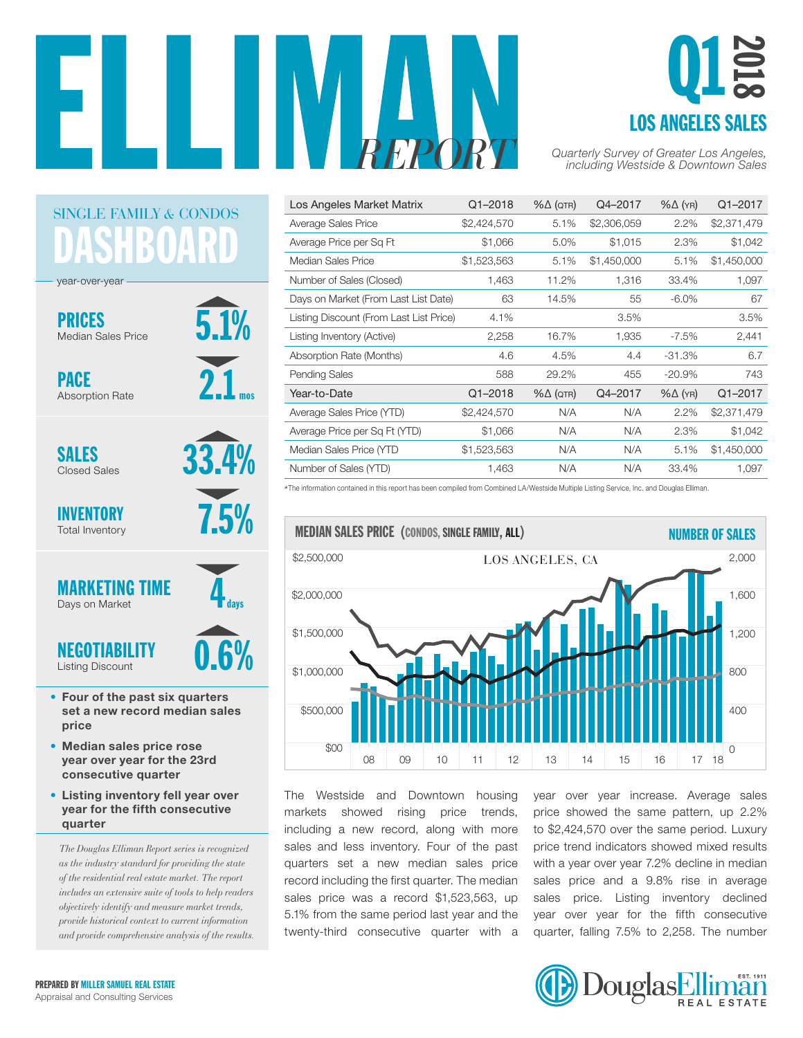# ELLIMAN REPORT

## Q1 2018 LOS ANGELES SALES

*Quarterly Survey of Greater Los Angeles, including Westside & Downtown Sales*

## SINGLE FAMILY & CONDOS DASHBOARD

year-over-year

**PRICES** Median Sales Price — ▲ 5.1%

**PACE** Absorption Rate — ▼ 2.1 mos

**SALES** Closed Sales — ▲ 33.4%

**INVENTORY** Total Inventory — ▼ 7.5%

**MARKETING TIME** Days on Market — ▼ 4 days

**NEGOTIABILITY** Listing Discount — ▲ 0.6%

- **Four of the past six quarters set a new record median sales price**
- **Median sales price rose year over year for the 23rd consecutive quarter**
- **Listing inventory fell year over year for the fifth consecutive quarter**

*The Douglas Elliman Report series is recognized as the industry standard for providing the state of the residential real estate market. The report includes an extensive suite of tools to help readers objectively identify and measure market trends, provide historical context to current information and provide comprehensive analysis of the results.*

| Los Angeles Market Matrix | Q1–2018 | %Δ (QTR) | Q4–2017 | %Δ (YR) | Q1–2017 |
|---|---|---|---|---|---|
| Average Sales Price | $2,424,570 | 5.1% | $2,306,059 | 2.2% | $2,371,479 |
| Average Price per Sq Ft | $1,066 | 5.0% | $1,015 | 2.3% | $1,042 |
| Median Sales Price | $1,523,563 | 5.1% | $1,450,000 | 5.1% | $1,450,000 |
| Number of Sales (Closed) | 1,463 | 11.2% | 1,316 | 33.4% | 1,097 |
| Days on Market (From Last List Date) | 63 | 14.5% | 55 | -6.0% | 67 |
| Listing Discount (From Last List Price) | 4.1% | | 3.5% | | 3.5% |
| Listing Inventory (Active) | 2,258 | 16.7% | 1,935 | -7.5% | 2,441 |
| Absorption Rate (Months) | 4.6 | 4.5% | 4.4 | -31.3% | 6.7 |
| Pending Sales | 588 | 29.2% | 455 | -20.9% | 743 |
| **Year-to-Date** | **Q1–2018** | **%Δ (QTR)** | **Q4–2017** | **%Δ (YR)** | **Q1–2017** |
| Average Sales Price (YTD) | $2,424,570 | N/A | N/A | 2.2% | $2,371,479 |
| Average Price per Sq Ft (YTD) | $1,066 | N/A | N/A | 2.3% | $1,042 |
| Median Sales Price (YTD | $1,523,563 | N/A | N/A | 5.1% | $1,450,000 |
| Number of Sales (YTD) | 1,463 | N/A | N/A | 33.4% | 1,097 |

*The information contained in this report has been compiled from Combined LA/Westside Multiple Listing Service, Inc. and Douglas Elliman.

**MEDIAN SALES PRICE (CONDOS, SINGLE FAMILY, ALL)** — **NUMBER OF SALES**

LOS ANGELES, CA

The Westside and Downtown housing markets showed rising price trends, including a new record, along with more sales and less inventory. Four of the past quarters set a new median sales price record including the first quarter. The median sales price was a record $1,523,563, up 5.1% from the same period last year and the twenty-third consecutive quarter with a year over year increase. Average sales price showed the same pattern, up 2.2% to $2,424,570 over the same period. Luxury price trend indicators showed mixed results with a year over year 7.2% decline in median sales price and a 9.8% rise in average sales price. Listing inventory declined year over year for the fifth consecutive quarter, falling 7.5% to 2,258. The number

**PREPARED BY MILLER SAMUEL REAL ESTATE**
Appraisal and Consulting Services

DouglasElliman REAL ESTATE EST. 1911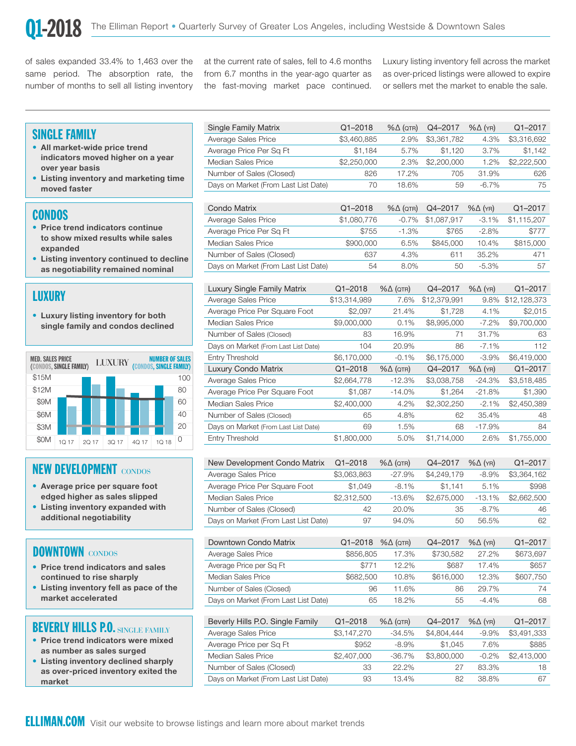of sales expanded 33.4% to 1,463 over the same period. The absorption rate, the number of months to sell all listing inventory at the current rate of sales, fell to 4.6 months from 6.7 months in the year-ago quarter as the fast-moving market pace continued. Luxury listing inventory fell across the market as over-priced listings were allowed to expire or sellers met the market to enable the sale.

## SINGLE FAMILY

- All market-wide price trend indicators moved higher on a year over year basis
- Listing inventory and marketing time moved faster

| Single Family Matrix | Q1–2018 | %Δ (QTR) | Q4–2017 | %Δ (YR) | Q1–2017 |
|---|---|---|---|---|---|
| Average Sales Price | $3,460,885 | 2.9% | $3,361,782 | 4.3% | $3,316,692 |
| Average Price Per Sq Ft | $1,184 | 5.7% | $1,120 | 3.7% | $1,142 |
| Median Sales Price | $2,250,000 | 2.3% | $2,200,000 | 1.2% | $2,222,500 |
| Number of Sales (Closed) | 826 | 17.2% | 705 | 31.9% | 626 |
| Days on Market (From Last List Date) | 70 | 18.6% | 59 | -6.7% | 75 |

## CONDOS

- Price trend indicators continue to show mixed results while sales expanded
- Listing inventory continued to decline as negotiability remained nominal

| Condo Matrix | Q1–2018 | %Δ (QTR) | Q4–2017 | %Δ (YR) | Q1–2017 |
|---|---|---|---|---|---|
| Average Sales Price | $1,080,776 | -0.7% | $1,087,917 | -3.1% | $1,115,207 |
| Average Price Per Sq Ft | $755 | -1.3% | $765 | -2.8% | $777 |
| Median Sales Price | $900,000 | 6.5% | $845,000 | 10.4% | $815,000 |
| Number of Sales (Closed) | 637 | 4.3% | 611 | 35.2% | 471 |
| Days on Market (From Last List Date) | 54 | 8.0% | 50 | -5.3% | 57 |

## LUXURY

- Luxury listing inventory for both single family and condos declined

MED. SALES PRICE (CONDOS, SINGLE FAMILY) — LUXURY — NUMBER OF SALES (CONDOS, SINGLE FAMILY)

| Luxury Single Family Matrix | Q1–2018 | %Δ (QTR) | Q4–2017 | %Δ (YR) | Q1–2017 |
|---|---|---|---|---|---|
| Average Sales Price | $13,314,989 | 7.6% | $12,379,991 | 9.8% | $12,128,373 |
| Average Price Per Square Foot | $2,097 | 21.4% | $1,728 | 4.1% | $2,015 |
| Median Sales Price | $9,000,000 | 0.1% | $8,995,000 | -7.2% | $9,700,000 |
| Number of Sales (Closed) | 83 | 16.9% | 71 | 31.7% | 63 |
| Days on Market (From Last List Date) | 104 | 20.9% | 86 | -7.1% | 112 |
| Entry Threshold | $6,170,000 | -0.1% | $6,175,000 | -3.9% | $6,419,000 |
| **Luxury Condo Matrix** | **Q1–2018** | **%Δ (QTR)** | **Q4–2017** | **%Δ (YR)** | **Q1–2017** |
| Average Sales Price | $2,664,778 | -12.3% | $3,038,758 | -24.3% | $3,518,485 |
| Average Price Per Square Foot | $1,087 | -14.0% | $1,264 | -21.8% | $1,390 |
| Median Sales Price | $2,400,000 | 4.2% | $2,302,250 | -2.1% | $2,450,389 |
| Number of Sales (Closed) | 65 | 4.8% | 62 | 35.4% | 48 |
| Days on Market (From Last List Date) | 69 | 1.5% | 68 | -17.9% | 84 |
| Entry Threshold | $1,800,000 | 5.0% | $1,714,000 | 2.6% | $1,755,000 |

## NEW DEVELOPMENT CONDOS

- Average price per square foot edged higher as sales slipped
- Listing inventory expanded with additional negotiability

| New Development Condo Matrix | Q1–2018 | %Δ (QTR) | Q4–2017 | %Δ (YR) | Q1–2017 |
|---|---|---|---|---|---|
| Average Sales Price | $3,063,863 | -27.9% | $4,249,179 | -8.9% | $3,364,162 |
| Average Price Per Square Foot | $1,049 | -8.1% | $1,141 | 5.1% | $998 |
| Median Sales Price | $2,312,500 | -13.6% | $2,675,000 | -13.1% | $2,662,500 |
| Number of Sales (Closed) | 42 | 20.0% | 35 | -8.7% | 46 |
| Days on Market (From Last List Date) | 97 | 94.0% | 50 | 56.5% | 62 |

## DOWNTOWN CONDOS

- Price trend indicators and sales continued to rise sharply
- Listing inventory fell as pace of the market accelerated

| Downtown Condo Matrix | Q1–2018 | %Δ (QTR) | Q4–2017 | %Δ (YR) | Q1–2017 |
|---|---|---|---|---|---|
| Average Sales Price | $856,805 | 17.3% | $730,582 | 27.2% | $673,697 |
| Average Price per Sq Ft | $771 | 12.2% | $687 | 17.4% | $657 |
| Median Sales Price | $682,500 | 10.8% | $616,000 | 12.3% | $607,750 |
| Number of Sales (Closed) | 96 | 11.6% | 86 | 29.7% | 74 |
| Days on Market (From Last List Date) | 65 | 18.2% | 55 | -4.4% | 68 |

## BEVERLY HILLS P.O. SINGLE FAMILY

- Price trend indicators were mixed as number as sales surged
- Listing inventory declined sharply as over-priced inventory exited the market

| Beverly Hills P.O. Single Family | Q1–2018 | %Δ (QTR) | Q4–2017 | %Δ (YR) | Q1–2017 |
|---|---|---|---|---|---|
| Average Sales Price | $3,147,270 | -34.5% | $4,804,444 | -9.9% | $3,491,333 |
| Average Price per Sq Ft | $952 | -8.9% | $1,045 | 7.6% | $885 |
| Median Sales Price | $2,407,000 | -36.7% | $3,800,000 | -0.2% | $2,413,000 |
| Number of Sales (Closed) | 33 | 22.2% | 27 | 83.3% | 18 |
| Days on Market (From Last List Date) | 93 | 13.4% | 82 | 38.8% | 67 |

**ELLIMAN.COM** Visit our website to browse listings and learn more about market trends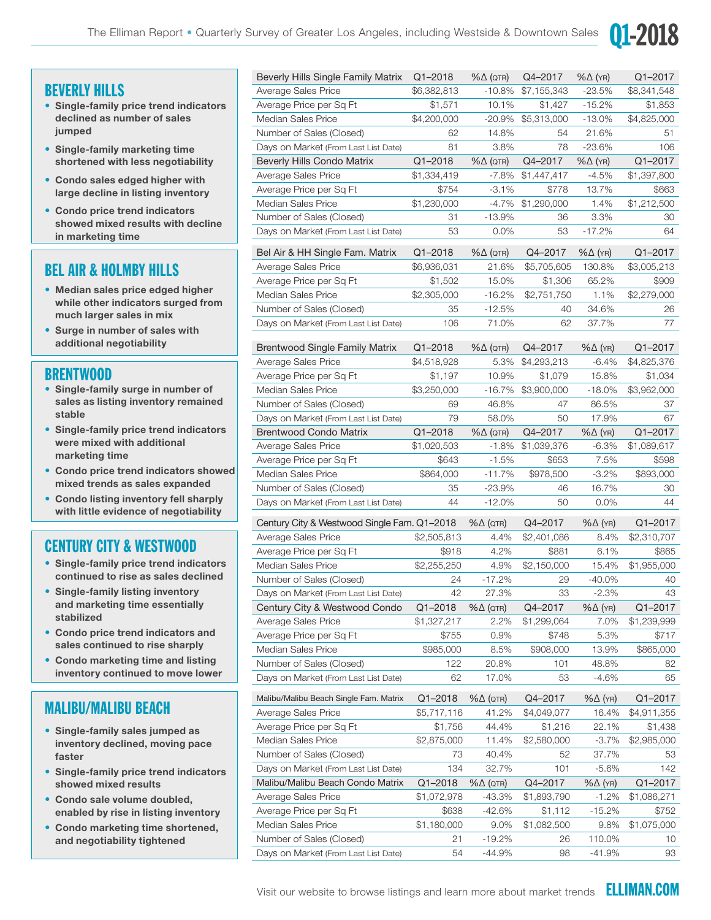## BEVERLY HILLS

- **Single-family price trend indicators declined as number of sales jumped**
- **Single-family marketing time shortened with less negotiability**
- **Condo sales edged higher with large decline in listing inventory**
- **Condo price trend indicators showed mixed results with decline in marketing time**

| Beverly Hills Single Family Matrix | Q1–2018 | %Δ (QTR) | Q4–2017 | %Δ (YR) | Q1–2017 |
|---|---|---|---|---|---|
| Average Sales Price | $6,382,813 | -10.8% | $7,155,343 | -23.5% | $8,341,548 |
| Average Price per Sq Ft | $1,571 | 10.1% | $1,427 | -15.2% | $1,853 |
| Median Sales Price | $4,200,000 | -20.9% | $5,313,000 | -13.0% | $4,825,000 |
| Number of Sales (Closed) | 62 | 14.8% | 54 | 21.6% | 51 |
| Days on Market (From Last List Date) | 81 | 3.8% | 78 | -23.6% | 106 |

| Beverly Hills Condo Matrix | Q1–2018 | %Δ (QTR) | Q4–2017 | %Δ (YR) | Q1–2017 |
|---|---|---|---|---|---|
| Average Sales Price | $1,334,419 | -7.8% | $1,447,417 | -4.5% | $1,397,800 |
| Average Price per Sq Ft | $754 | -3.1% | $778 | 13.7% | $663 |
| Median Sales Price | $1,230,000 | -4.7% | $1,290,000 | 1.4% | $1,212,500 |
| Number of Sales (Closed) | 31 | -13.9% | 36 | 3.3% | 30 |
| Days on Market (From Last List Date) | 53 | 0.0% | 53 | -17.2% | 64 |

## BEL AIR & HOLMBY HILLS

- **Median sales price edged higher while other indicators surged from much larger sales in mix**
- **Surge in number of sales with additional negotiability**

| Bel Air & HH Single Fam. Matrix | Q1–2018 | %Δ (QTR) | Q4–2017 | %Δ (YR) | Q1–2017 |
|---|---|---|---|---|---|
| Average Sales Price | $6,936,031 | 21.6% | $5,705,605 | 130.8% | $3,005,213 |
| Average Price per Sq Ft | $1,502 | 15.0% | $1,306 | 65.2% | $909 |
| Median Sales Price | $2,305,000 | -16.2% | $2,751,750 | 1.1% | $2,279,000 |
| Number of Sales (Closed) | 35 | -12.5% | 40 | 34.6% | 26 |
| Days on Market (From Last List Date) | 106 | 71.0% | 62 | 37.7% | 77 |

## BRENTWOOD

- **Single-family surge in number of sales as listing inventory remained stable**
- **Single-family price trend indicators were mixed with additional marketing time**
- **Condo price trend indicators showed mixed trends as sales expanded**
- **Condo listing inventory fell sharply with little evidence of negotiability**

| Brentwood Single Family Matrix | Q1–2018 | %Δ (QTR) | Q4–2017 | %Δ (YR) | Q1–2017 |
|---|---|---|---|---|---|
| Average Sales Price | $4,518,928 | 5.3% | $4,293,213 | -6.4% | $4,825,376 |
| Average Price per Sq Ft | $1,197 | 10.9% | $1,079 | 15.8% | $1,034 |
| Median Sales Price | $3,250,000 | -16.7% | $3,900,000 | -18.0% | $3,962,000 |
| Number of Sales (Closed) | 69 | 46.8% | 47 | 86.5% | 37 |
| Days on Market (From Last List Date) | 79 | 58.0% | 50 | 17.9% | 67 |

| Brentwood Condo Matrix | Q1–2018 | %Δ (QTR) | Q4–2017 | %Δ (YR) | Q1–2017 |
|---|---|---|---|---|---|
| Average Sales Price | $1,020,503 | -1.8% | $1,039,376 | -6.3% | $1,089,617 |
| Average Price per Sq Ft | $643 | -1.5% | $653 | 7.5% | $598 |
| Median Sales Price | $864,000 | -11.7% | $978,500 | -3.2% | $893,000 |
| Number of Sales (Closed) | 35 | -23.9% | 46 | 16.7% | 30 |
| Days on Market (From Last List Date) | 44 | -12.0% | 50 | 0.0% | 44 |

## CENTURY CITY & WESTWOOD

- **Single-family price trend indicators continued to rise as sales declined**
- **Single-family listing inventory and marketing time essentially stabilized**
- **Condo price trend indicators and sales continued to rise sharply**
- **Condo marketing time and listing inventory continued to move lower**

| Century City & Westwood Single Fam. | Q1–2018 | %Δ (QTR) | Q4–2017 | %Δ (YR) | Q1–2017 |
|---|---|---|---|---|---|
| Average Sales Price | $2,505,813 | 4.4% | $2,401,086 | 8.4% | $2,310,707 |
| Average Price per Sq Ft | $918 | 4.2% | $881 | 6.1% | $865 |
| Median Sales Price | $2,255,250 | 4.9% | $2,150,000 | 15.4% | $1,955,000 |
| Number of Sales (Closed) | 24 | -17.2% | 29 | -40.0% | 40 |
| Days on Market (From Last List Date) | 42 | 27.3% | 33 | -2.3% | 43 |

| Century City & Westwood Condo | Q1–2018 | %Δ (QTR) | Q4–2017 | %Δ (YR) | Q1–2017 |
|---|---|---|---|---|---|
| Average Sales Price | $1,327,217 | 2.2% | $1,299,064 | 7.0% | $1,239,999 |
| Average Price per Sq Ft | $755 | 0.9% | $748 | 5.3% | $717 |
| Median Sales Price | $985,000 | 8.5% | $908,000 | 13.9% | $865,000 |
| Number of Sales (Closed) | 122 | 20.8% | 101 | 48.8% | 82 |
| Days on Market (From Last List Date) | 62 | 17.0% | 53 | -4.6% | 65 |

## MALIBU/MALIBU BEACH

- **Single-family sales jumped as inventory declined, moving pace faster**
- **Single-family price trend indicators showed mixed results**
- **Condo sale volume doubled, enabled by rise in listing inventory**
- **Condo marketing time shortened, and negotiability tightened**

| Malibu/Malibu Beach Single Fam. Matrix | Q1–2018 | %Δ (QTR) | Q4–2017 | %Δ (YR) | Q1–2017 |
|---|---|---|---|---|---|
| Average Sales Price | $5,717,116 | 41.2% | $4,049,077 | 16.4% | $4,911,355 |
| Average Price per Sq Ft | $1,756 | 44.4% | $1,216 | 22.1% | $1,438 |
| Median Sales Price | $2,875,000 | 11.4% | $2,580,000 | -3.7% | $2,985,000 |
| Number of Sales (Closed) | 73 | 40.4% | 52 | 37.7% | 53 |
| Days on Market (From Last List Date) | 134 | 32.7% | 101 | -5.6% | 142 |

| Malibu/Malibu Beach Condo Matrix | Q1–2018 | %Δ (QTR) | Q4–2017 | %Δ (YR) | Q1–2017 |
|---|---|---|---|---|---|
| Average Sales Price | $1,072,978 | -43.3% | $1,893,790 | -1.2% | $1,086,271 |
| Average Price per Sq Ft | $638 | -42.6% | $1,112 | -15.2% | $752 |
| Median Sales Price | $1,180,000 | 9.0% | $1,082,500 | 9.8% | $1,075,000 |
| Number of Sales (Closed) | 21 | -19.2% | 26 | 110.0% | 10 |
| Days on Market (From Last List Date) | 54 | -44.9% | 98 | -41.9% | 93 |

Visit our website to browse listings and learn more about market trends **ELLIMAN.COM**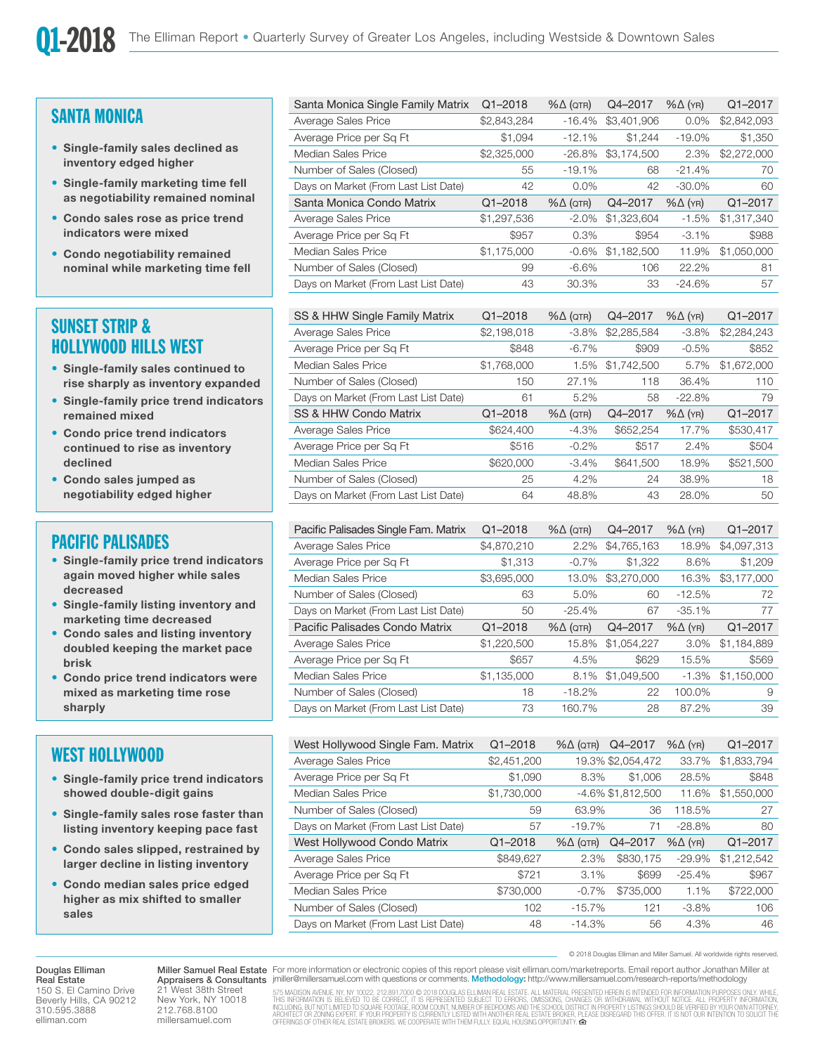# Q1-2018 The Elliman Report • Quarterly Survey of Greater Los Angeles, including Westside & Downtown Sales

## SANTA MONICA

- **Single-family sales declined as inventory edged higher**
- **Single-family marketing time fell as negotiability remained nominal**
- **Condo sales rose as price trend indicators were mixed**
- **Condo negotiability remained nominal while marketing time fell**

| Santa Monica Single Family Matrix | Q1–2018 | %Δ (QTR) | Q4–2017 | %Δ (YR) | Q1–2017 |
|---|---|---|---|---|---|
| Average Sales Price | $2,843,284 | -16.4% | $3,401,906 | 0.0% | $2,842,093 |
| Average Price per Sq Ft | $1,094 | -12.1% | $1,244 | -19.0% | $1,350 |
| Median Sales Price | $2,325,000 | -26.8% | $3,174,500 | 2.3% | $2,272,000 |
| Number of Sales (Closed) | 55 | -19.1% | 68 | -21.4% | 70 |
| Days on Market (From Last List Date) | 42 | 0.0% | 42 | -30.0% | 60 |
| **Santa Monica Condo Matrix** | **Q1–2018** | **%Δ (QTR)** | **Q4–2017** | **%Δ (YR)** | **Q1–2017** |
| Average Sales Price | $1,297,536 | -2.0% | $1,323,604 | -1.5% | $1,317,340 |
| Average Price per Sq Ft | $957 | 0.3% | $954 | -3.1% | $988 |
| Median Sales Price | $1,175,000 | -0.6% | $1,182,500 | 11.9% | $1,050,000 |
| Number of Sales (Closed) | 99 | -6.6% | 106 | 22.2% | 81 |
| Days on Market (From Last List Date) | 43 | 30.3% | 33 | -24.6% | 57 |

## SUNSET STRIP & HOLLYWOOD HILLS WEST

- **Single-family sales continued to rise sharply as inventory expanded**
- **Single-family price trend indicators remained mixed**
- **Condo price trend indicators continued to rise as inventory declined**
- **Condo sales jumped as negotiability edged higher**

| SS & HHW Single Family Matrix | Q1–2018 | %Δ (QTR) | Q4–2017 | %Δ (YR) | Q1–2017 |
|---|---|---|---|---|---|
| Average Sales Price | $2,198,018 | -3.8% | $2,285,584 | -3.8% | $2,284,243 |
| Average Price per Sq Ft | $848 | -6.7% | $909 | -0.5% | $852 |
| Median Sales Price | $1,768,000 | 1.5% | $1,742,500 | 5.7% | $1,672,000 |
| Number of Sales (Closed) | 150 | 27.1% | 118 | 36.4% | 110 |
| Days on Market (From Last List Date) | 61 | 5.2% | 58 | -22.8% | 79 |
| **SS & HHW Condo Matrix** | **Q1–2018** | **%Δ (QTR)** | **Q4–2017** | **%Δ (YR)** | **Q1–2017** |
| Average Sales Price | $624,400 | -4.3% | $652,254 | 17.7% | $530,417 |
| Average Price per Sq Ft | $516 | -0.2% | $517 | 2.4% | $504 |
| Median Sales Price | $620,000 | -3.4% | $641,500 | 18.9% | $521,500 |
| Number of Sales (Closed) | 25 | 4.2% | 24 | 38.9% | 18 |
| Days on Market (From Last List Date) | 64 | 48.8% | 43 | 28.0% | 50 |

## PACIFIC PALISADES

- **Single-family price trend indicators again moved higher while sales decreased**
- **Single-family listing inventory and marketing time decreased**
- **Condo sales and listing inventory doubled keeping the market pace brisk**
- **Condo price trend indicators were mixed as marketing time rose sharply**

| Pacific Palisades Single Fam. Matrix | Q1–2018 | %Δ (QTR) | Q4–2017 | %Δ (YR) | Q1–2017 |
|---|---|---|---|---|---|
| Average Sales Price | $4,870,210 | 2.2% | $4,765,163 | 18.9% | $4,097,313 |
| Average Price per Sq Ft | $1,313 | -0.7% | $1,322 | 8.6% | $1,209 |
| Median Sales Price | $3,695,000 | 13.0% | $3,270,000 | 16.3% | $3,177,000 |
| Number of Sales (Closed) | 63 | 5.0% | 60 | -12.5% | 72 |
| Days on Market (From Last List Date) | 50 | -25.4% | 67 | -35.1% | 77 |
| **Pacific Palisades Condo Matrix** | **Q1–2018** | **%Δ (QTR)** | **Q4–2017** | **%Δ (YR)** | **Q1–2017** |
| Average Sales Price | $1,220,500 | 15.8% | $1,054,227 | 3.0% | $1,184,889 |
| Average Price per Sq Ft | $657 | 4.5% | $629 | 15.5% | $569 |
| Median Sales Price | $1,135,000 | 8.1% | $1,049,500 | -1.3% | $1,150,000 |
| Number of Sales (Closed) | 18 | -18.2% | 22 | 100.0% | 9 |
| Days on Market (From Last List Date) | 73 | 160.7% | 28 | 87.2% | 39 |

## WEST HOLLYWOOD

- **Single-family price trend indicators showed double-digit gains**
- **Single-family sales rose faster than listing inventory keeping pace fast**
- **Condo sales slipped, restrained by larger decline in listing inventory**
- **Condo median sales price edged higher as mix shifted to smaller sales**

| West Hollywood Single Fam. Matrix | Q1–2018 | %Δ (QTR) | Q4–2017 | %Δ (YR) | Q1–2017 |
|---|---|---|---|---|---|
| Average Sales Price | $2,451,200 | 19.3% | $2,054,472 | 33.7% | $1,833,794 |
| Average Price per Sq Ft | $1,090 | 8.3% | $1,006 | 28.5% | $848 |
| Median Sales Price | $1,730,000 | -4.6% | $1,812,500 | 11.6% | $1,550,000 |
| Number of Sales (Closed) | 59 | 63.9% | 36 | 118.5% | 27 |
| Days on Market (From Last List Date) | 57 | -19.7% | 71 | -28.8% | 80 |
| **West Hollywood Condo Matrix** | **Q1–2018** | **%Δ (QTR)** | **Q4–2017** | **%Δ (YR)** | **Q1–2017** |
| Average Sales Price | $849,627 | 2.3% | $830,175 | -29.9% | $1,212,542 |
| Average Price per Sq Ft | $721 | 3.1% | $699 | -25.4% | $967 |
| Median Sales Price | $730,000 | -0.7% | $735,000 | 1.1% | $722,000 |
| Number of Sales (Closed) | 102 | -15.7% | 121 | -3.8% | 106 |
| Days on Market (From Last List Date) | 48 | -14.3% | 56 | 4.3% | 46 |

© 2018 Douglas Elliman and Miller Samuel. All worldwide rights reserved.

**Douglas Elliman Real Estate**
150 S. El Camino Drive
Beverly Hills, CA 90212
310.595.3888
elliman.com

**Miller Samuel Real Estate Appraisers & Consultants**
21 West 38th Street
New York, NY 10018
212.768.8100
millersamuel.com

For more information or electronic copies of this report please visit elliman.com/marketreports. Email report author Jonathan Miller at jmiller@millersamuel.com with questions or comments. **Methodology:** http://www.millersamuel.com/research-reports/methodology

575 MADISON AVENUE, NY, NY 10022. 212.891.7000 © 2018 DOUGLAS ELLIMAN REAL ESTATE. ALL MATERIAL PRESENTED HEREIN IS INTENDED FOR INFORMATION PURPOSES ONLY. WHILE, THIS INFORMATION IS BELIEVED TO BE CORRECT, IT IS REPRESENTED SUBJECT TO ERRORS, OMISSIONS, CHANGES OR WITHDRAWAL WITHOUT NOTICE. ALL PROPERTY INFORMATION, INCLUDING, BUT NOT LIMITED TO SQUARE FOOTAGE, ROOM COUNT, NUMBER OF BEDROOMS AND THE SCHOOL DISTRICT IN PROPERTY LISTINGS SHOULD BE VERIFIED BY YOUR OWN ATTORNEY, ARCHITECT OR ZONING EXPERT. IF YOUR PROPERTY IS CURRENTLY LISTED WITH ANOTHER REAL ESTATE BROKER, PLEASE DISREGARD THIS OFFER. IT IS NOT OUR INTENTION TO SOLICIT THE OFFERINGS OF OTHER REAL ESTATE BROKERS. WE COOPERATE WITH THEM FULLY. EQUAL HOUSING OPPORTUNITY.